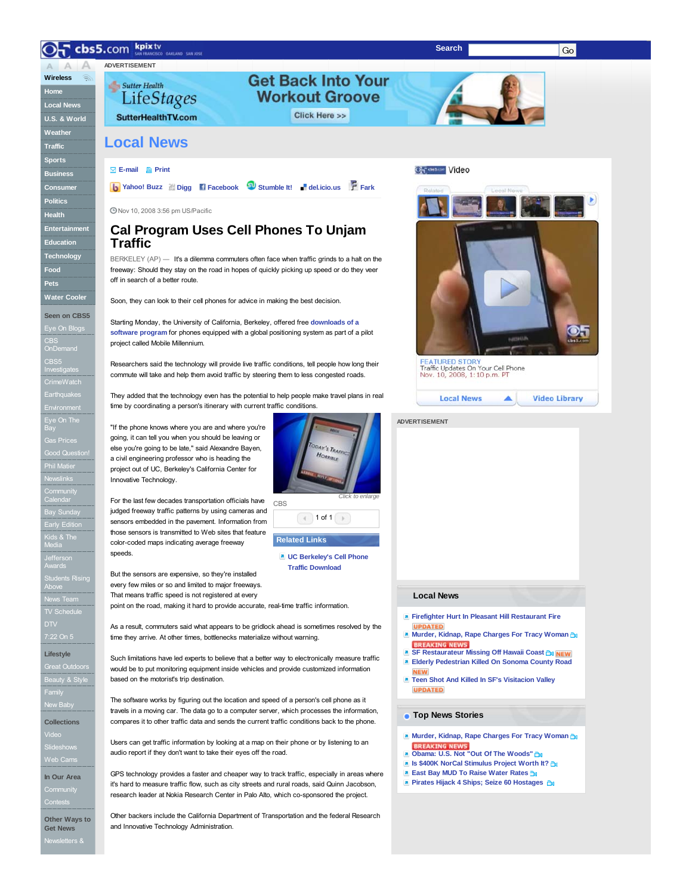# Local News

E-mail | Print

Yahoo! Buzz | Digg | Facebook | Stumble It! | del.icio.us | Fark

Nov 10, 2008 3:56 pm US/Pacific

## Cal Program Uses Cell Phones To Unjam Traffic

BERKELEY (AP) — It's a dilemma commuters often face when traffic grinds to a halt on the freeway: Should they stay on the road in hopes of quickly picking up speed or do they veer off in search of a better route.

Soon, they can look to their cell phones for advice in making the best decision.

Starting Monday, the University of California, Berkeley, offered free downloads of a software program for phones equipped with a global positioning system as part of a pilot project called Mobile Millennium.

Researchers said the technology will provide live traffic conditions, tell people how long their commute will take and help them avoid traffic by steering them to less congested roads.

They added that the technology even has the potential to help people make travel plans in real time by coordinating a person's itinerary with current traffic conditions.

"If the phone knows where you are and where you're going, it can tell you when you should be leaving or else you're going to be late," said Alexandre Bayen, a civil engineering professor who is heading the project out of UC, Berkeley's California Center for Innovative Technology.

Click to enlarge

CBS

1 of 1

**Related Links**

- UC Berkeley's Cell Phone Traffic Download

For the last few decades transportation officials have judged freeway traffic patterns by using cameras and sensors embedded in the pavement. Information from those sensors is transmitted to Web sites that feature color-coded maps indicating average freeway speeds.

But the sensors are expensive, so they're installed every few miles or so and limited to major freeways. That means traffic speed is not registered at every point on the road, making it hard to provide accurate, real-time traffic information.

As a result, commuters said what appears to be gridlock ahead is sometimes resolved by the time they arrive. At other times, bottlenecks materialize without warning.

Such limitations have led experts to believe that a better way to electronically measure traffic would be to put monitoring equipment inside vehicles and provide customized information based on the motorist's trip destination.

The software works by figuring out the location and speed of a person's cell phone as it travels in a moving car. The data go to a computer server, which processes the information, compares it to other traffic data and sends the current traffic conditions back to the phone.

Users can get traffic information by looking at a map on their phone or by listening to an audio report if they don't want to take their eyes off the road.

GPS technology provides a faster and cheaper way to track traffic, especially in areas where it's hard to measure traffic flow, such as city streets and rural roads, said Quinn Jacobson, research leader at Nokia Research Center in Palo Alto, which co-sponsored the project.

Other backers include the California Department of Transportation and the federal Research and Innovative Technology Administration.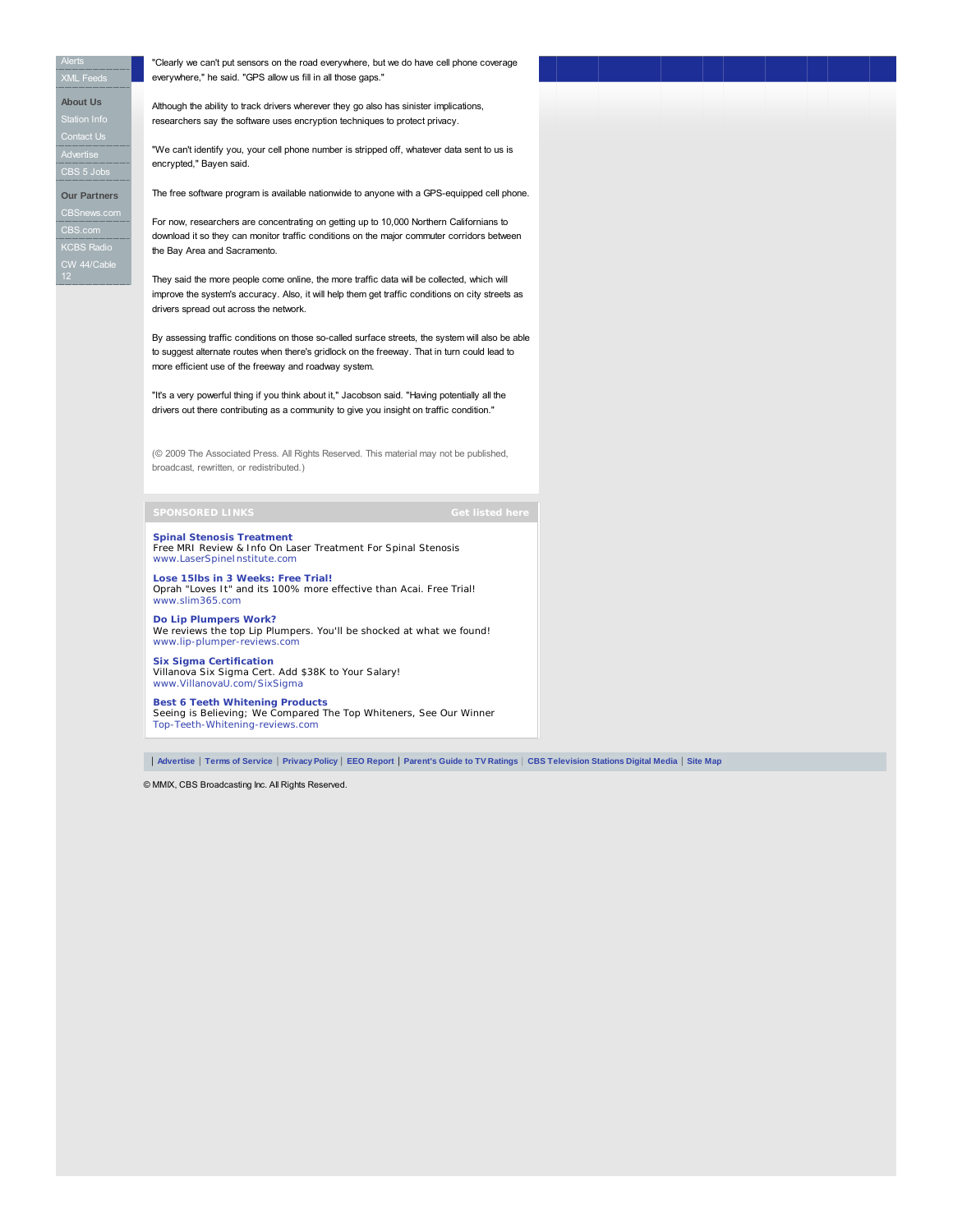Alerts
XML Feeds

**About Us**

Station Info
Contact Us
Advertise
CBS 5 Jobs

**Our Partners**

CBSnews.com
CBS.com
KCBS Radio
CW 44/Cable 12

"Clearly we can't put sensors on the road everywhere, but we do have cell phone coverage everywhere," he said. "GPS allow us fill in all those gaps."

Although the ability to track drivers wherever they go also has sinister implications, researchers say the software uses encryption techniques to protect privacy.

"We can't identify you, your cell phone number is stripped off, whatever data sent to us is encrypted," Bayen said.

The free software program is available nationwide to anyone with a GPS-equipped cell phone.

For now, researchers are concentrating on getting up to 10,000 Northern Californians to download it so they can monitor traffic conditions on the major commuter corridors between the Bay Area and Sacramento.

They said the more people come online, the more traffic data will be collected, which will improve the system's accuracy. Also, it will help them get traffic conditions on city streets as drivers spread out across the network.

By assessing traffic conditions on those so-called surface streets, the system will also be able to suggest alternate routes when there's gridlock on the freeway. That in turn could lead to more efficient use of the freeway and roadway system.

"It's a very powerful thing if you think about it," Jacobson said. "Having potentially all the drivers out there contributing as a community to give you insight on traffic condition."

(© 2009 The Associated Press. All Rights Reserved. This material may not be published, broadcast, rewritten, or redistributed.)

**SPONSORED LINKS** Get listed here

**Spinal Stenosis Treatment**
Free MRI Review & Info On Laser Treatment For Spinal Stenosis
www.LaserSpineInstitute.com

**Lose 15lbs in 3 Weeks: Free Trial!**
Oprah "Loves It" and its 100% more effective than Acai. Free Trial!
www.slim365.com

**Do Lip Plumpers Work?**
We reviews the top Lip Plumpers. You'll be shocked at what we found!
www.lip-plumper-reviews.com

**Six Sigma Certification**
Villanova Six Sigma Cert. Add $38K to Your Salary!
www.VillanovaU.com/SixSigma

**Best 6 Teeth Whitening Products**
Seeing is Believing; We Compared The Top Whiteners, See Our Winner
Top-Teeth-Whitening-reviews.com

| Advertise | Terms of Service | Privacy Policy | EEO Report | Parent's Guide to TV Ratings | CBS Television Stations Digital Media | Site Map

© MMIX, CBS Broadcasting Inc. All Rights Reserved.